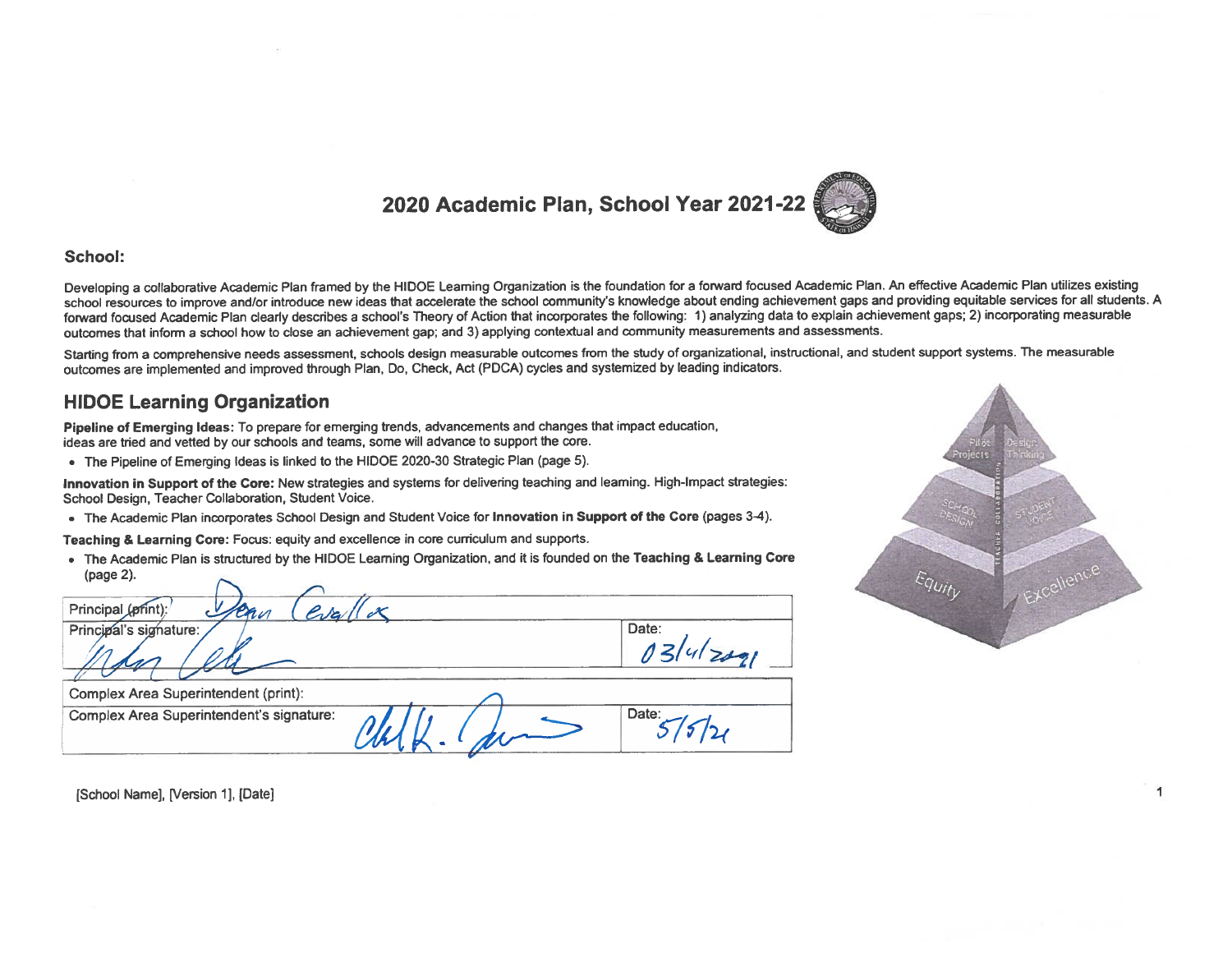# 2020 Academic Plan, School Year 2021-22

**School:**

Developing a collaborative Academic Plan framed by the HIDOE Learning Organization is the foundation for a forward focused Academic Plan. An effective Academic Plan utilizes existing school resources to improve and/or introduce new ideas that accelerate the school community's knowledge about ending achievement gaps and providing equitable services for all students. A forward focused Academic Plan clearly describes a school's Theory of Action that incorporates the following: 1) analyzing data to explain achievement gaps; 2) incorporating measurable outcomes that inform a school how to close an achievement gap; and 3) applying contextual and community measurements and assessments.

Starting from a comprehensive needs assessment, schools design measurable outcomes from the study of organizational, instructional, and student support systems. The measurable outcomes are implemented and improved through Plan, Do, Check, Act (PDCA) cycles and systemized by leading indicators.

## HIDOE Learning Organization

**Pipeline of Emerging Ideas:** To prepare for emerging trends, advancements and changes that impact education, ideas are tried and vetted by our schools and teams, some will advance to support the core.

- The Pipeline of Emerging Ideas is linked to the HIDOE 2020-30 Strategic Plan (page 5).

**Innovation in Support of the Core:** New strategies and systems for delivering teaching and learning. High-Impact strategies: School Design, Teacher Collaboration, Student Voice.

- The Academic Plan incorporates School Design and Student Voice for **Innovation in Support of the Core** (pages 3-4).

**Teaching & Learning Core:** Focus: equity and excellence in core curriculum and supports.

- The Academic Plan is structured by the HIDOE Learning Organization, and it is founded on the **Teaching & Learning Core** (page 2).

| Principal (print): Dean Cevallos | |
|---|---|
| Principal's signature: | Date: 03/4/2021 |

| Complex Area Superintendent (print): | |
|---|---|
| Complex Area Superintendent's signature: | Date: 5/5/21 |

[School Name], [Version 1], [Date]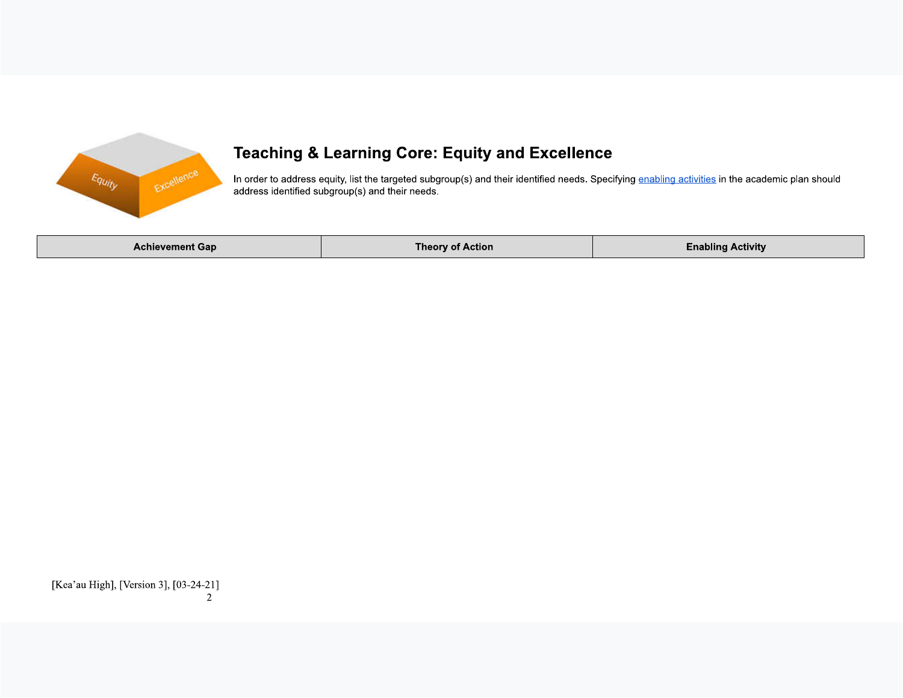## Teaching & Learning Core: Equity and Excellence

In order to address equity, list the targeted subgroup(s) and their identified needs. Specifying enabling activities in the academic plan should address identified subgroup(s) and their needs.

| Achievement Gap | Theory of Action | Enabling Activity |
|---|---|---|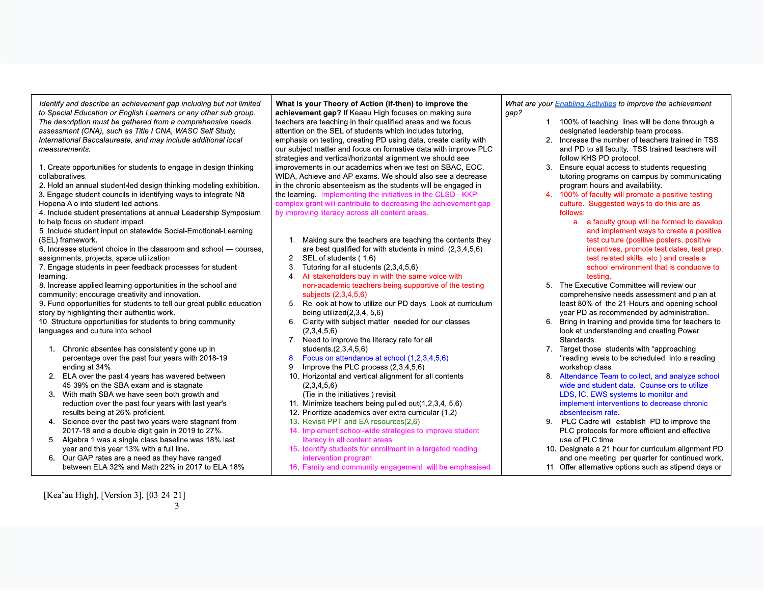| *Identify and describe an achievement gap including but not limited to Special Education or English Learners or any other sub group. The description must be gathered from a comprehensive needs assessment (CNA), such as Title I CNA, WASC Self Study, International Baccalaureate, and may include additional local measurements.* | **What is your Theory of Action (if-then) to improve the achievement gap?** If Keaau High focuses on making sure teachers are teaching in their qualified areas and we focus attention on the SEL of students which includes tutoring, emphasis on testing, creating PD using data, create clarity with our subject matter and focus on formative data with improve PLC strategies and vertical/horizontal alignment we should see improvements in our academics when we test on SBAC, EOC, WIDA, Achieve and AP exams. We should also see a decrease in the chronic absenteeism as the students will be engaged in the learning. Implementing the initiatives in the CLSD - KKP complex grant will contribute to decreasing the achievement gap by improving literacy across all content areas. | *What are your Enabling Activities to improve the achievement gap?* |
|---|---|---|
| 1. Create opportunities for students to engage in design thinking collaboratives.<br>2. Hold an annual student-led design thinking modeling exhibition.<br>3. Engage student councils in identifying ways to integrate Nā Hopena A'o into student-led actions.<br>4. Include student presentations at annual Leadership Symposium to help focus on student impact.<br>5. Include student input on statewide Social-Emotional-Learning (SEL) framework.<br>6. Increase student choice in the classroom and school — courses, assignments, projects, space utilization.<br>7. Engage students in peer feedback processes for student learning.<br>8. Increase applied learning opportunities in the school and community; encourage creativity and innovation.<br>9. Fund opportunities for students to tell our great public education story by highlighting their authentic work.<br>10. Structure opportunities for students to bring community languages and culture into school<br><br>1. Chronic absentee has consistently gone up in percentage over the past four years with 2018-19 ending at 34%.<br>2. ELA over the past 4 years has wavered between 45-39% on the SBA exam and is stagnate.<br>3. With math SBA we have seen both growth and reduction over the past four years with last year's results being at 26% proficient.<br>4. Science over the past two years were stagnant from 2017-18 and a double digit gain in 2019 to 27%.<br>5. Algebra 1 was a single class baseline was 18% last year and this year 13% with a full line.<br>6. Our GAP rates are a need as they have ranged between ELA 32% and Math 22% in 2017 to ELA 18% | 1. Making sure the teachers are teaching the contents they are best qualified for with students in mind. (2,3,4,5,6)<br>2. SEL of students ( 1,6)<br>3. Tutoring for all students (2,3,4,5,6)<br>4. All stakeholders buy in with the same voice with non-academic teachers being supportive of the testing subjects (2,3,4,5,6)<br>5. Re look at how to utilize our PD days. Look at curriculum being utilized(2,3,4, 5,6)<br>6. Clarity with subject matter needed for our classes. (2,3,4,5,6)<br>7. Need to improve the literacy rate for all students.(2,3,4,5,6)<br>8. Focus on attendance at school (1,2,3,4,5,6)<br>9. Improve the PLC process (2,3,4,5,6)<br>10. Horizontal and vertical alignment for all contents (2,3,4,5,6)<br>(Tie in the initiatives.) revisit<br>11. Minimize teachers being pulled out(1,2,3,4, 5,6)<br>12. Prioritize academics over extra curricular (1,2)<br>13. Revisit PPT and EA resources(2,6)<br>14. Implement school-wide strategies to improve student literacy in all content areas.<br>15. Identify students for enrollment in a targeted reading intervention program.<br>16. Family and community engagement will be emphasised | 1. 100% of teaching lines will be done through a designated leadership team process.<br>2. Increase the number of teachers trained in TSS and PD to all faculty. TSS trained teachers will follow KHS PD protocol.<br>3. Ensure equal access to students requesting tutoring programs on campus by communicating program hours and availability.<br>4. 100% of faculty will promote a positive testing culture. Suggested ways to do this are as follows:<br>&nbsp;&nbsp;&nbsp;a. a faculty group will be formed to develop and implement ways to create a positive test culture (positive posters, positive incentives, promote test dates, test prep, test related skills. etc.) and create a school environment that is conducive to testing.<br>5. The Executive Committee will review our comprehensive needs assessment and plan at least 80% of the 21-Hours and opening school year PD as recommended by administration.<br>6. Bring in training and provide time for teachers to look at understanding and creating Power Standards.<br>7. Target those students with "approaching "reading levels to be scheduled into a reading workshop class.<br>8. Attendance Team to collect, and analyze school wide and student data. Counselors to utilize LDS, IC, EWS systems to monitor and implement interventions to decrease chronic absenteeism rate.<br>9. PLC Cadre will establish PD to improve the PLC protocols for more efficient and effective use of PLC time.<br>10. Designate a 21 hour for curriculum alignment PD and one meeting per quarter for continued work.<br>11. Offer alternative options such as stipend days or |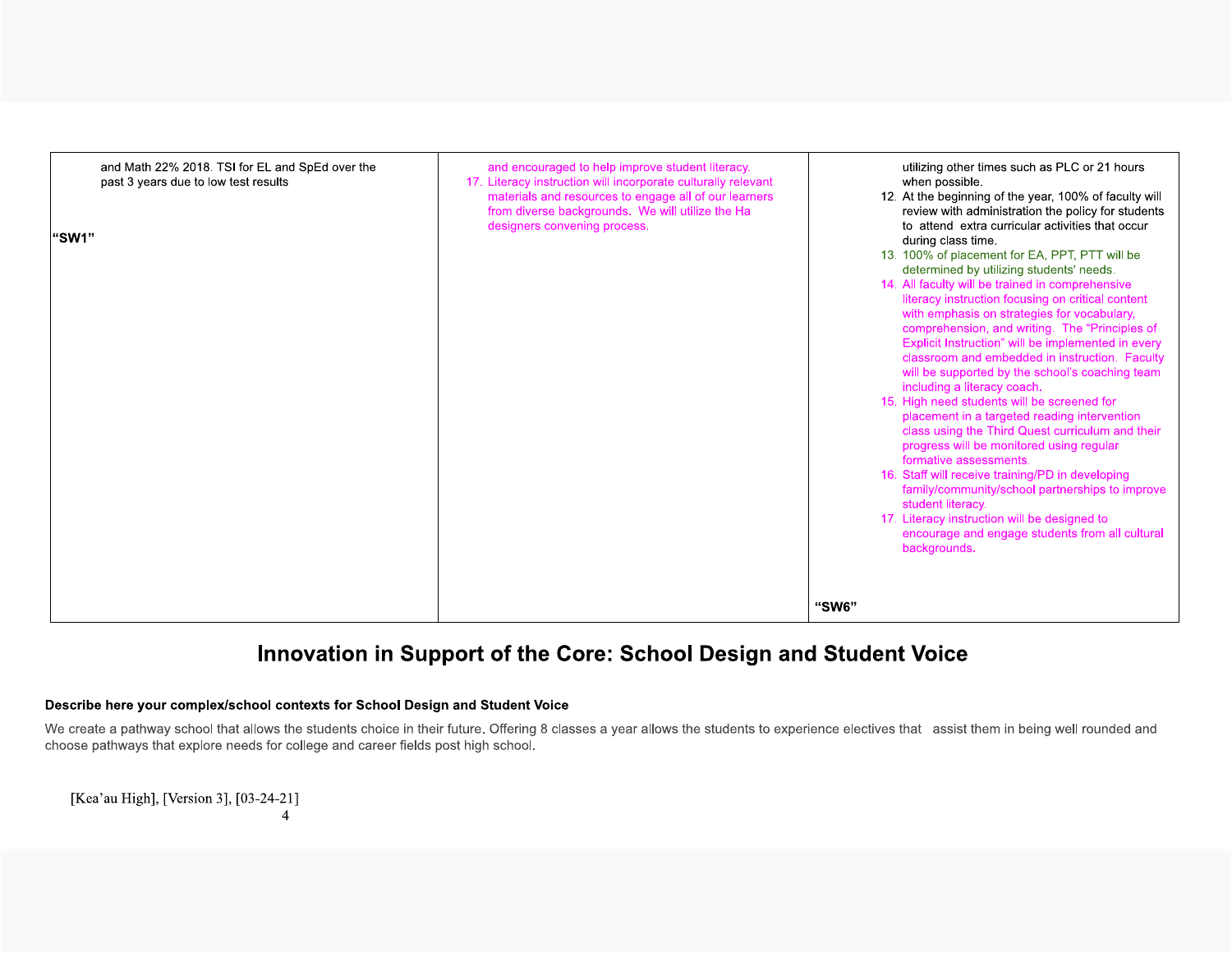| | | |
|---|---|---|
| and Math 22% 2018. TSI for EL and SpEd over the past 3 years due to low test results<br><br>"SW1" | and encouraged to help improve student literacy.<br>17. Literacy instruction will incorporate culturally relevant materials and resources to engage all of our learners from diverse backgrounds. We will utilize the Ha designers convening process. | utilizing other times such as PLC or 21 hours when possible.<br>12. At the beginning of the year, 100% of faculty will review with administration the policy for students to attend extra curricular activities that occur during class time.<br>13. 100% of placement for EA, PPT, PTT will be determined by utilizing students' needs.<br>14. All faculty will be trained in comprehensive literacy instruction focusing on critical content with emphasis on strategies for vocabulary, comprehension, and writing. The "Principles of Explicit Instruction" will be implemented in every classroom and embedded in instruction. Faculty will be supported by the school's coaching team including a literacy coach.<br>15. High need students will be screened for placement in a targeted reading intervention class using the Third Quest curriculum and their progress will be monitored using regular formative assessments.<br>16. Staff will receive training/PD in developing family/community/school partnerships to improve student literacy.<br>17. Literacy instruction will be designed to encourage and engage students from all cultural backgrounds.<br><br>"SW6" |

# Innovation in Support of the Core: School Design and Student Voice

**Describe here your complex/school contexts for School Design and Student Voice**

We create a pathway school that allows the students choice in their future. Offering 8 classes a year allows the students to experience electives that assist them in being well rounded and choose pathways that explore needs for college and career fields post high school.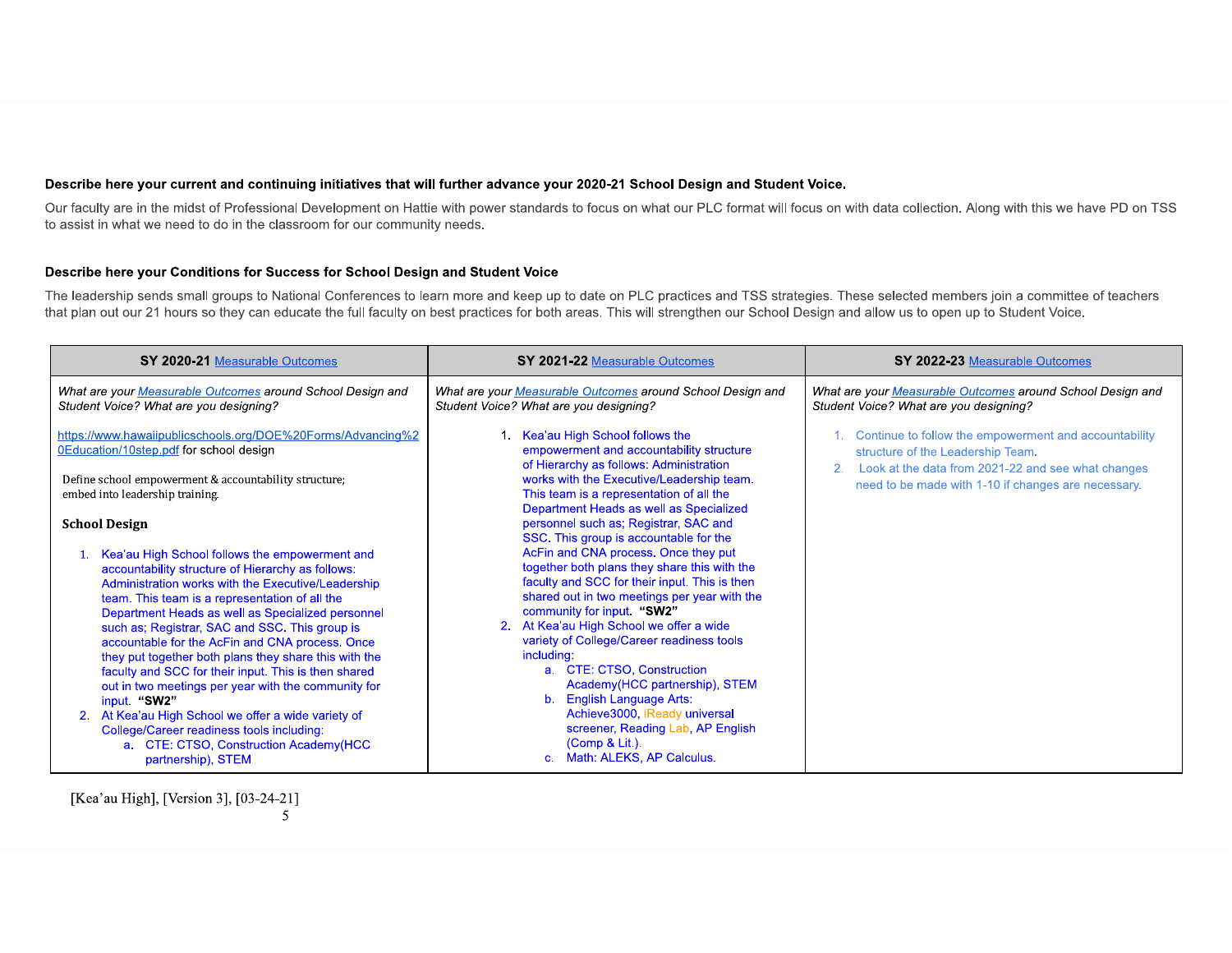**Describe here your current and continuing initiatives that will further advance your 2020-21 School Design and Student Voice.**

Our faculty are in the midst of Professional Development on Hattie with power standards to focus on what our PLC format will focus on with data collection. Along with this we have PD on TSS to assist in what we need to do in the classroom for our community needs.

**Describe here your Conditions for Success for School Design and Student Voice**

The leadership sends small groups to National Conferences to learn more and keep up to date on PLC practices and TSS strategies. These selected members join a committee of teachers that plan out our 21 hours so they can educate the full faculty on best practices for both areas. This will strengthen our School Design and allow us to open up to Student Voice.

| SY 2020-21 Measurable Outcomes | SY 2021-22 Measurable Outcomes | SY 2022-23 Measurable Outcomes |
|---|---|---|
| *What are your Measurable Outcomes around School Design and Student Voice? What are you designing?*<br><br>https://www.hawaiipublicschools.org/DOE%20Forms/Advancing%20Education/10step.pdf for school design<br><br>Define school empowerment & accountability structure; embed into leadership training.<br><br>**School Design**<br><br>1. Kea'au High School follows the empowerment and accountability structure of Hierarchy as follows: Administration works with the Executive/Leadership team. This team is a representation of all the Department Heads as well as Specialized personnel such as; Registrar, SAC and SSC. This group is accountable for the AcFin and CNA process. Once they put together both plans they share this with the faculty and SCC for their input. This is then shared out in two meetings per year with the community for input. **"SW2"**<br>2. At Kea'au High School we offer a wide variety of College/Career readiness tools including:<br>&nbsp;&nbsp;&nbsp;a. CTE: CTSO, Construction Academy(HCC partnership), STEM | *What are your Measurable Outcomes around School Design and Student Voice? What are you designing?*<br><br>1. Kea'au High School follows the empowerment and accountability structure of Hierarchy as follows: Administration works with the Executive/Leadership team. This team is a representation of all the Department Heads as well as Specialized personnel such as; Registrar, SAC and SSC. This group is accountable for the AcFin and CNA process. Once they put together both plans they share this with the faculty and SCC for their input. This is then shared out in two meetings per year with the community for input. **"SW2"**<br>2. At Kea'au High School we offer a wide variety of College/Career readiness tools including:<br>&nbsp;&nbsp;&nbsp;a. CTE: CTSO, Construction Academy(HCC partnership), STEM<br>&nbsp;&nbsp;&nbsp;b. English Language Arts: Achieve3000, iReady universal screener, Reading Lab, AP English (Comp & Lit.).<br>&nbsp;&nbsp;&nbsp;c. Math: ALEKS, AP Calculus. | *What are your Measurable Outcomes around School Design and Student Voice? What are you designing?*<br><br>1. Continue to follow the empowerment and accountability structure of the Leadership Team.<br>2. Look at the data from 2021-22 and see what changes need to be made with 1-10 if changes are necessary. |

[Kea'au High], [Version 3], [03-24-21]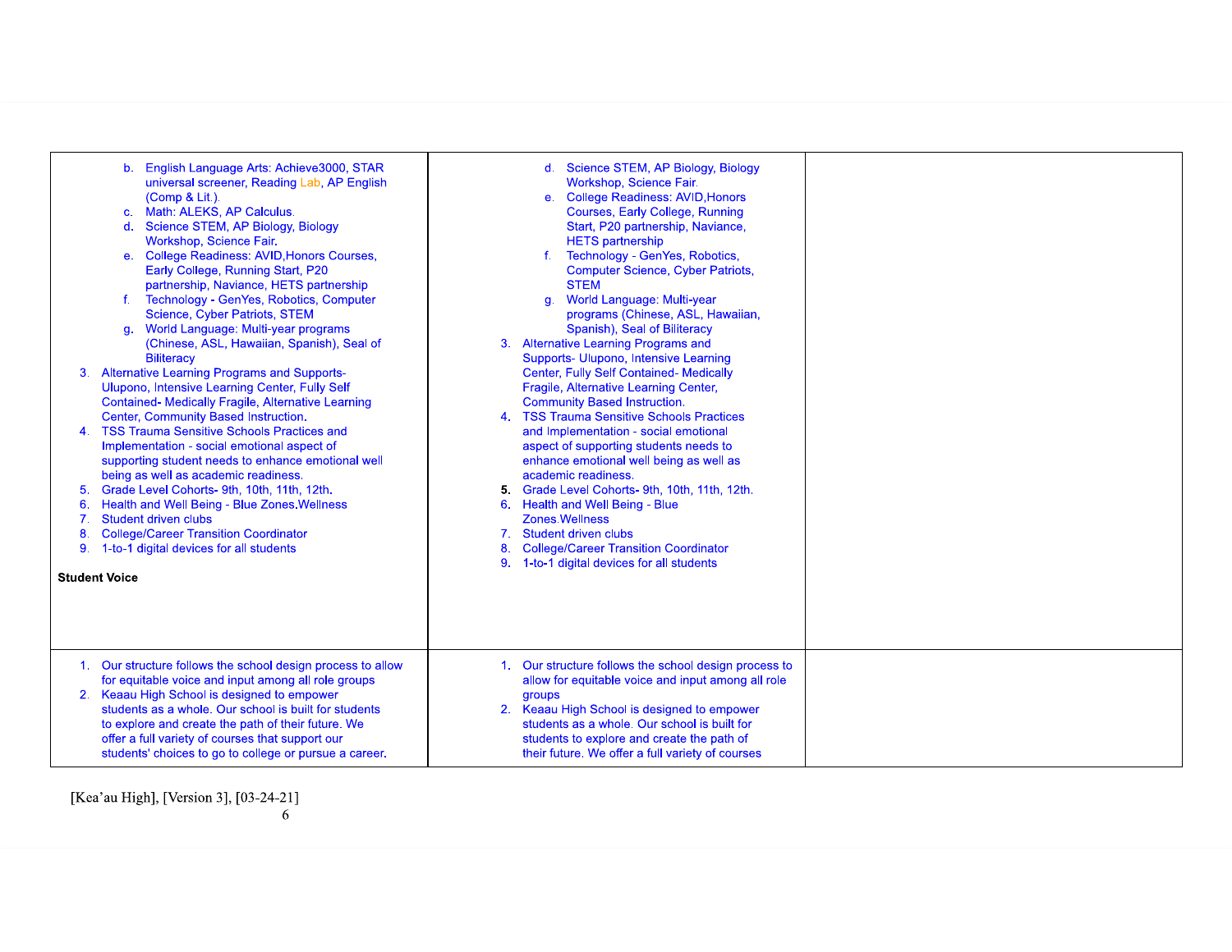| | | |
|---|---|---|
| b. English Language Arts: Achieve3000, STAR universal screener, Reading Lab, AP English (Comp & Lit.).<br>c. Math: ALEKS, AP Calculus.<br>d. Science STEM, AP Biology, Biology Workshop, Science Fair.<br>e. College Readiness: AVID,Honors Courses, Early College, Running Start, P20 partnership, Naviance, HETS partnership<br>f. Technology - GenYes, Robotics, Computer Science, Cyber Patriots, STEM<br>g. World Language: Multi-year programs (Chinese, ASL, Hawaiian, Spanish), Seal of Biliteracy<br>3. Alternative Learning Programs and Supports- Ulupono, Intensive Learning Center, Fully Self Contained- Medically Fragile, Alternative Learning Center, Community Based Instruction.<br>4. TSS Trauma Sensitive Schools Practices and Implementation - social emotional aspect of supporting student needs to enhance emotional well being as well as academic readiness.<br>5. Grade Level Cohorts- 9th, 10th, 11th, 12th.<br>6. Health and Well Being - Blue Zones.Wellness<br>7. Student driven clubs<br>8. College/Career Transition Coordinator<br>9. 1-to-1 digital devices for all students<br><br>**Student Voice** | d. Science STEM, AP Biology, Biology Workshop, Science Fair.<br>e. College Readiness: AVID,Honors Courses, Early College, Running Start, P20 partnership, Naviance, HETS partnership<br>f. Technology - GenYes, Robotics, Computer Science, Cyber Patriots, STEM<br>g. World Language: Multi-year programs (Chinese, ASL, Hawaiian, Spanish), Seal of Biliteracy<br>3. Alternative Learning Programs and Supports- Ulupono, Intensive Learning Center, Fully Self Contained- Medically Fragile, Alternative Learning Center, Community Based Instruction.<br>4. TSS Trauma Sensitive Schools Practices and Implementation - social emotional aspect of supporting students needs to enhance emotional well being as well as academic readiness.<br>5. Grade Level Cohorts- 9th, 10th, 11th, 12th.<br>6. Health and Well Being - Blue Zones.Wellness<br>7. Student driven clubs<br>8. College/Career Transition Coordinator<br>9. 1-to-1 digital devices for all students | |
| 1. Our structure follows the school design process to allow for equitable voice and input among all role groups<br>2. Keaau High School is designed to empower students as a whole. Our school is built for students to explore and create the path of their future. We offer a full variety of courses that support our students' choices to go to college or pursue a career. | 1. Our structure follows the school design process to allow for equitable voice and input among all role groups<br>2. Keaau High School is designed to empower students as a whole. Our school is built for students to explore and create the path of their future. We offer a full variety of courses | |

[Kea'au High], [Version 3], [03-24-21]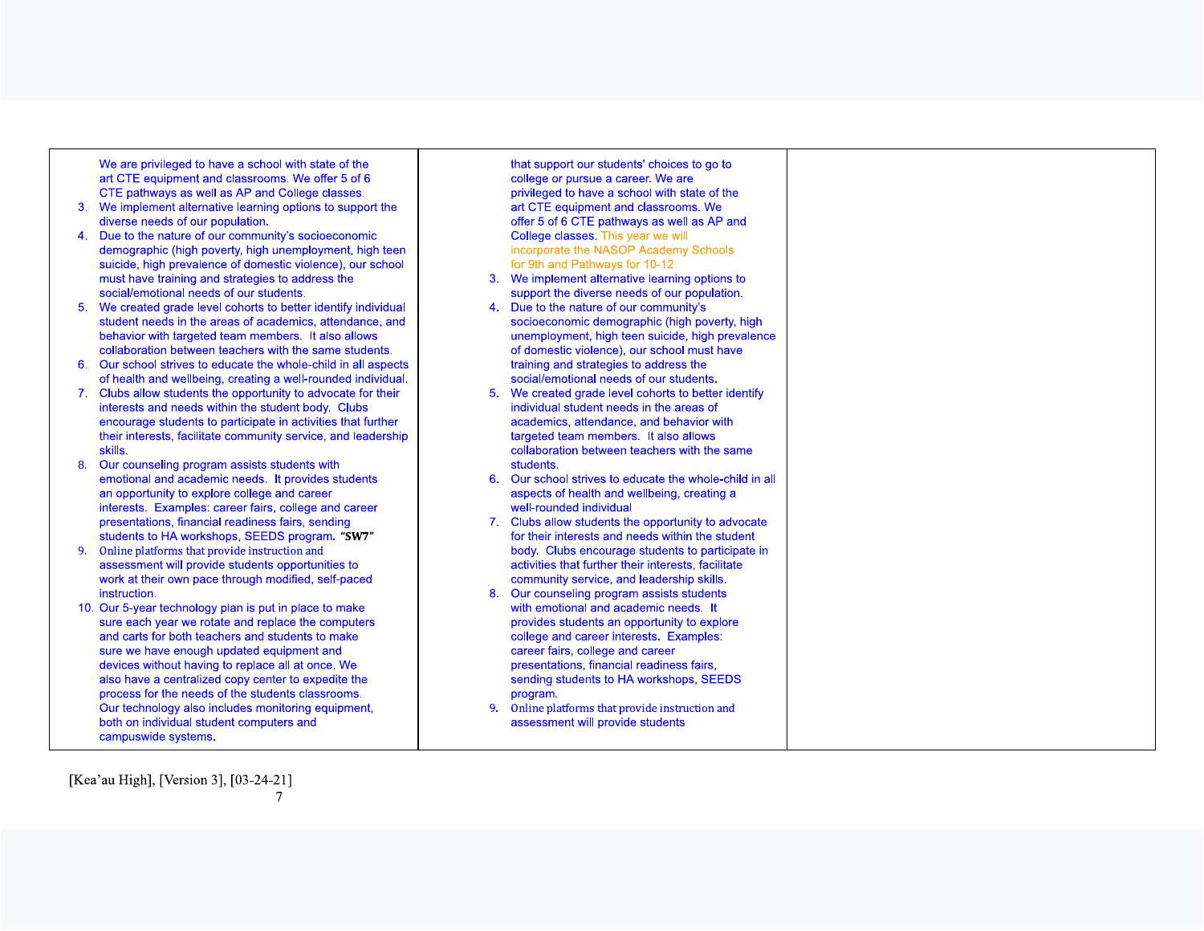| | | |
|---|---|---|
| We are privileged to have a school with state of the art CTE equipment and classrooms. We offer 5 of 6 CTE pathways as well as AP and College classes.<br>3. We implement alternative learning options to support the diverse needs of our population.<br>4. Due to the nature of our community's socioeconomic demographic (high poverty, high unemployment, high teen suicide, high prevalence of domestic violence), our school must have training and strategies to address the social/emotional needs of our students.<br>5. We created grade level cohorts to better identify individual student needs in the areas of academics, attendance, and behavior with targeted team members. It also allows collaboration between teachers with the same students.<br>6. Our school strives to educate the whole-child in all aspects of health and wellbeing, creating a well-rounded individual.<br>7. Clubs allow students the opportunity to advocate for their interests and needs within the student body. Clubs encourage students to participate in activities that further their interests, facilitate community service, and leadership skills.<br>8. Our counseling program assists students with emotional and academic needs. It provides students an opportunity to explore college and career interests. Examples: career fairs, college and career presentations, financial readiness fairs, sending students to HA workshops, SEEDS program. ***"SW7"***<br>9. Online platforms that provide instruction and assessment will provide students opportunities to work at their own pace through modified, self-paced instruction.<br>10. Our 5-year technology plan is put in place to make sure each year we rotate and replace the computers and carts for both teachers and students to make sure we have enough updated equipment and devices without having to replace all at once. We also have a centralized copy center to expedite the process for the needs of the students classrooms. Our technology also includes monitoring equipment, both on individual student computers and campuswide systems. | that support our students' choices to go to college or pursue a career. We are privileged to have a school with state of the art CTE equipment and classrooms. We offer 5 of 6 CTE pathways as well as AP and College classes. This year we will incorporate the NASOP Academy Schools for 9th and Pathways for 10-12.<br>3. We implement alternative learning options to support the diverse needs of our population.<br>4. Due to the nature of our community's socioeconomic demographic (high poverty, high unemployment, high teen suicide, high prevalence of domestic violence), our school must have training and strategies to address the social/emotional needs of our students.<br>5. We created grade level cohorts to better identify individual student needs in the areas of academics, attendance, and behavior with targeted team members. It also allows collaboration between teachers with the same students.<br>6. Our school strives to educate the whole-child in all aspects of health and wellbeing, creating a well-rounded individual<br>7. Clubs allow students the opportunity to advocate for their interests and needs within the student body. Clubs encourage students to participate in activities that further their interests, facilitate community service, and leadership skills.<br>8. Our counseling program assists students with emotional and academic needs. It provides students an opportunity to explore college and career interests. Examples: career fairs, college and career presentations, financial readiness fairs, sending students to HA workshops, SEEDS program.<br>9. Online platforms that provide instruction and assessment will provide students | |

[Kea'au High], [Version 3], [03-24-21]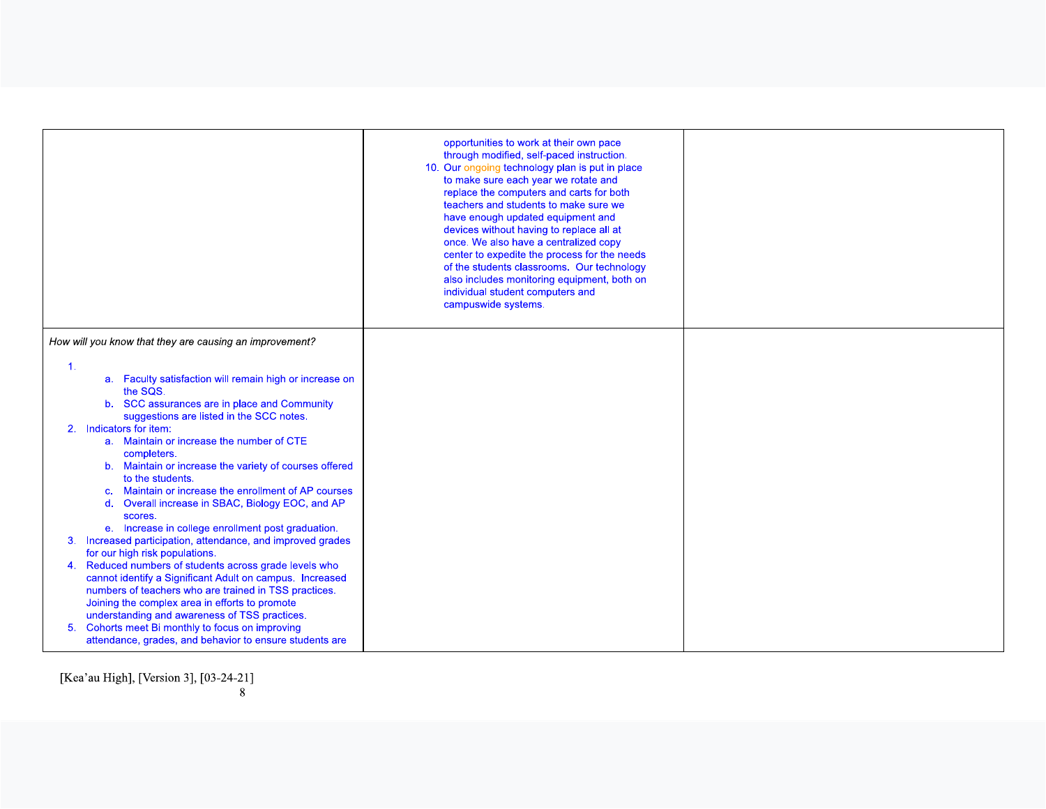| | | |
|---|---|---|
| | opportunities to work at their own pace through modified, self-paced instruction.<br>10. Our ongoing technology plan is put in place to make sure each year we rotate and replace the computers and carts for both teachers and students to make sure we have enough updated equipment and devices without having to replace all at once. We also have a centralized copy center to expedite the process for the needs of the students classrooms. Our technology also includes monitoring equipment, both on individual student computers and campuswide systems. | |
| *How will you know that they are causing an improvement?*<br><br>1.<br>&nbsp;&nbsp;&nbsp;&nbsp;a. Faculty satisfaction will remain high or increase on the SQS.<br>&nbsp;&nbsp;&nbsp;&nbsp;b. SCC assurances are in place and Community suggestions are listed in the SCC notes.<br>2. Indicators for item:<br>&nbsp;&nbsp;&nbsp;&nbsp;a. Maintain or increase the number of CTE completers.<br>&nbsp;&nbsp;&nbsp;&nbsp;b. Maintain or increase the variety of courses offered to the students.<br>&nbsp;&nbsp;&nbsp;&nbsp;c. Maintain or increase the enrollment of AP courses<br>&nbsp;&nbsp;&nbsp;&nbsp;d. Overall increase in SBAC, Biology EOC, and AP scores.<br>&nbsp;&nbsp;&nbsp;&nbsp;e. Increase in college enrollment post graduation.<br>3. Increased participation, attendance, and improved grades for our high risk populations.<br>4. Reduced numbers of students across grade levels who cannot identify a Significant Adult on campus. Increased numbers of teachers who are trained in TSS practices. Joining the complex area in efforts to promote understanding and awareness of TSS practices.<br>5. Cohorts meet Bi monthly to focus on improving attendance, grades, and behavior to ensure students are | | |

[Kea'au High], [Version 3], [03-24-21]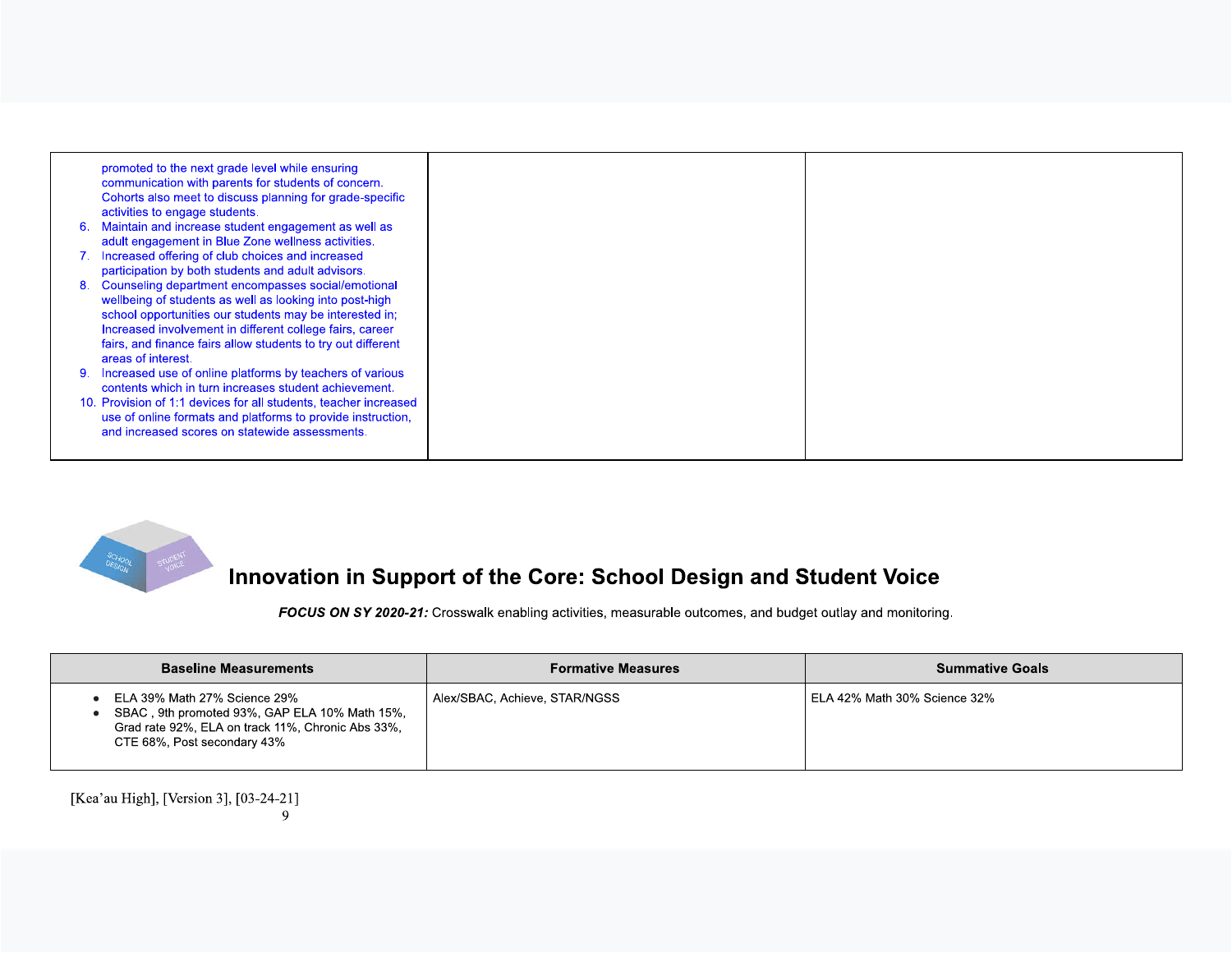| | | |
|---|---|---|
| promoted to the next grade level while ensuring communication with parents for students of concern. Cohorts also meet to discuss planning for grade-specific activities to engage students.<br>6. Maintain and increase student engagement as well as adult engagement in Blue Zone wellness activities.<br>7. Increased offering of club choices and increased participation by both students and adult advisors.<br>8. Counseling department encompasses social/emotional wellbeing of students as well as looking into post-high school opportunities our students may be interested in; Increased involvement in different college fairs, career fairs, and finance fairs allow students to try out different areas of interest.<br>9. Increased use of online platforms by teachers of various contents which in turn increases student achievement.<br>10. Provision of 1:1 devices for all students, teacher increased use of online formats and platforms to provide instruction, and increased scores on statewide assessments. | | |

## Innovation in Support of the Core: School Design and Student Voice

***FOCUS ON SY 2020-21:*** Crosswalk enabling activities, measurable outcomes, and budget outlay and monitoring.

| Baseline Measurements | Formative Measures | Summative Goals |
|---|---|---|
| • ELA 39% Math 27% Science 29%<br>• SBAC , 9th promoted 93%, GAP ELA 10% Math 15%, Grad rate 92%, ELA on track 11%, Chronic Abs 33%, CTE 68%, Post secondary 43% | Alex/SBAC, Achieve, STAR/NGSS | ELA 42% Math 30% Science 32% |

[Kea'au High], [Version 3], [03-24-21]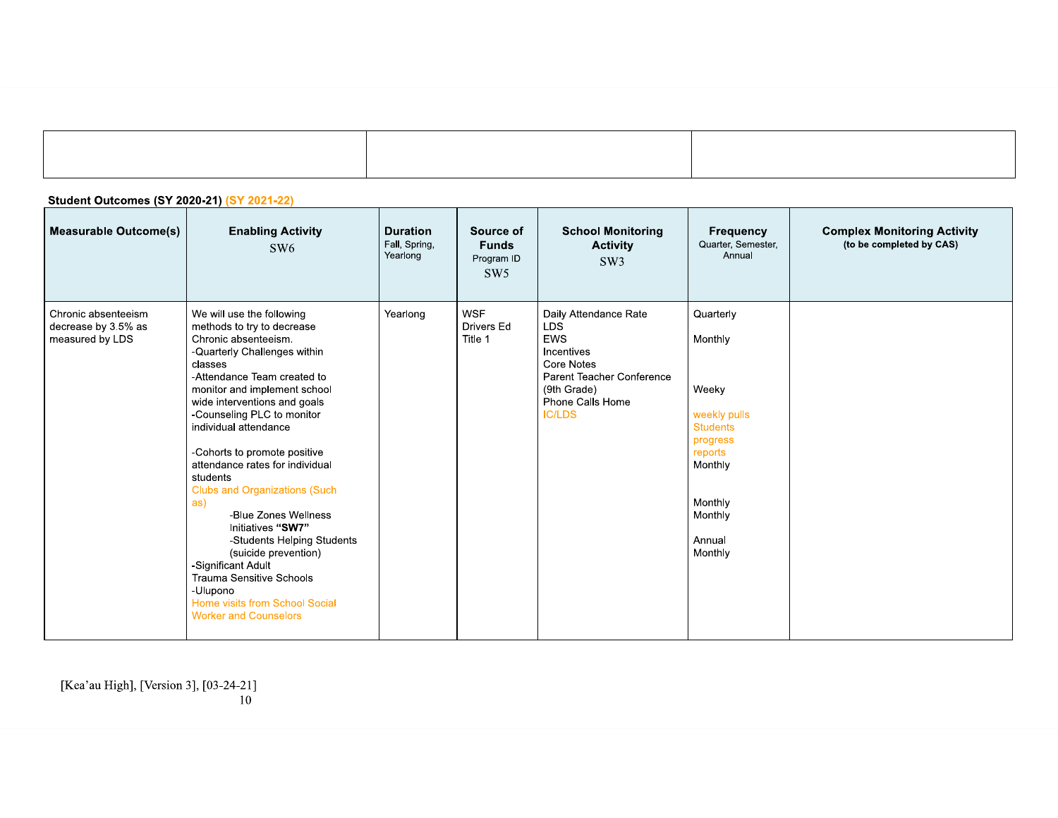| | | |
|---|---|---|
| | | |

**Student Outcomes (SY 2020-21)** (SY 2021-22)

| Measurable Outcome(s) | Enabling Activity SW6 | Duration Fall, Spring, Yearlong | Source of Funds Program ID SW5 | School Monitoring Activity SW3 | Frequency Quarter, Semester, Annual | Complex Monitoring Activity (to be completed by CAS) |
|---|---|---|---|---|---|---|
| Chronic absenteeism decrease by 3.5% as measured by LDS | We will use the following methods to try to decrease Chronic absenteeism.<br>-Quarterly Challenges within classes<br>-Attendance Team created to monitor and implement school wide interventions and goals<br>-Counseling PLC to monitor individual attendance<br><br>-Cohorts to promote positive attendance rates for individual students<br>Clubs and Organizations (Such as)<br>-Blue Zones Wellness Initiatives **"SW7"**<br>-Students Helping Students (suicide prevention)<br>-Significant Adult<br>Trauma Sensitive Schools<br>-Ulupono<br>Home visits from School Social Worker and Counselors | Yearlong | WSF<br>Drivers Ed<br>Title 1 | Daily Attendance Rate<br>LDS<br>EWS<br>Incentives<br>Core Notes<br>Parent Teacher Conference (9th Grade)<br>Phone Calls Home<br>IC/LDS | Quarterly<br><br>Monthly<br><br><br><br>Weeky<br><br>weekly pulls Students progress reports<br>Monthly<br><br><br>Monthly<br>Monthly<br><br>Annual<br>Monthly | |

[Kea'au High], [Version 3], [03-24-21]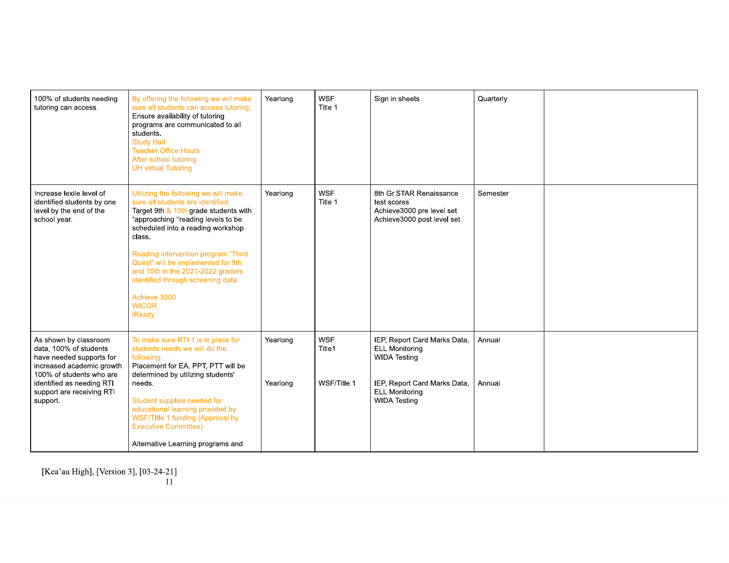| | | | | | | |
|---|---|---|---|---|---|---|
| 100% of students needing tutoring can access. | By offering the following we will make sure all students can access tutoring; Ensure availability of tutoring programs are communicated to all students.<br>Study Hall<br>Teacher Office Hours<br>After school tutoring<br>UH virtual Tutoring | Yearlong | WSF<br>Title 1 | Sign in sheets | Quarterly | |
| Increase lexile level of identified students by one level by the end of the school year. | Utilizing the following we will make sure all students are identified: Target 9th & 10th grade students with “approaching “reading levels to be scheduled into a reading workshop class.<br><br>Reading intervention program “Third Quest” will be implemented for 9th and 10th in the 2021-2022 graders identified through screening data.<br><br>Achieve 3000<br>WICOR<br>iReady | Yearlong | WSF<br>Title 1 | 8th Gr.STAR Renaissance test scores<br>Achieve3000 pre level set<br>Achieve3000 post level set | Semester | |
| As shown by classroom data, 100% of students have needed supports for increased academic growth<br>100% of students who are identified as needing RTI support are receiving RTI support. | To make sure RTI 1 is in place for students needs we will do the following:<br>Placement for EA, PPT, PTT will be determined by utilizing students' needs.<br><br>Student supplies needed for educational learning provided by WSF/TItle 1 funding (Approval by Executive Committee)<br><br>Alternative Learning programs and | Yearlong<br><br><br><br>Yearlong | WSF<br>Title1<br><br><br>WSF/Title 1 | IEP, Report Card Marks Data, ELL Monitoring<br>WIDA Testing<br><br>IEP, Report Card Marks Data, ELL Monitoring<br>WIDA Testing | Annual<br><br><br><br>Annual | |

[Kea'au High], [Version 3], [03-24-21]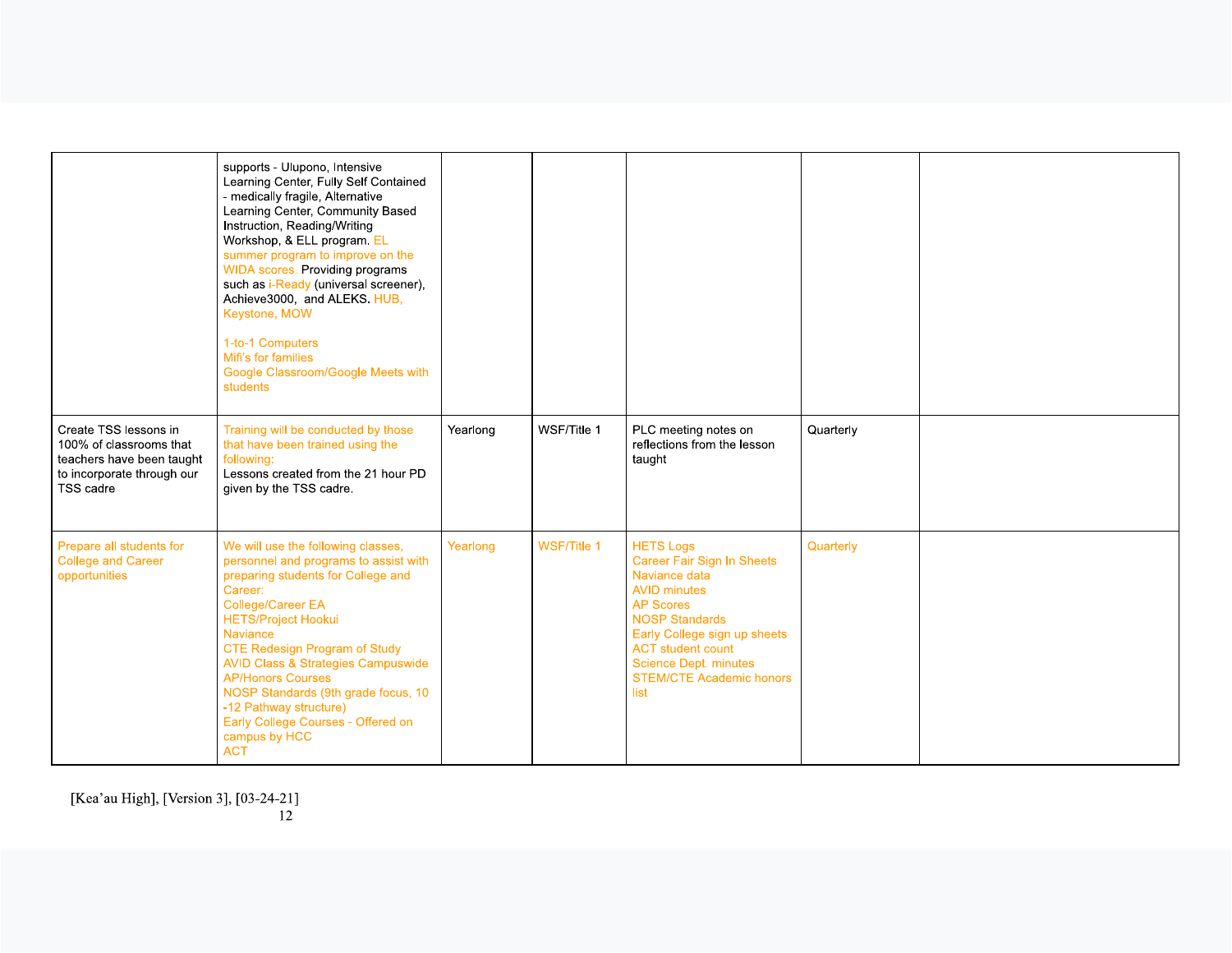| | | | | | | |
|---|---|---|---|---|---|---|
| | supports - Ulupono, Intensive Learning Center, Fully Self Contained - medically fragile, Alternative Learning Center, Community Based Instruction, Reading/Writing Workshop, & ELL program. EL summer program to improve on the WIDA scores. Providing programs such as i-Ready (universal screener), Achieve3000, and ALEKS. HUB, Keystone, MOW<br><br>1-to-1 Computers<br>Mifi's for families<br>Google Classroom/Google Meets with students | | | | | |
| Create TSS lessons in 100% of classrooms that teachers have been taught to incorporate through our TSS cadre | Training will be conducted by those that have been trained using the following:<br>Lessons created from the 21 hour PD given by the TSS cadre. | Yearlong | WSF/Title 1 | PLC meeting notes on reflections from the lesson taught | Quarterly | |
| Prepare all students for College and Career opportunities | We will use the following classes, personnel and programs to assist with preparing students for College and Career:<br>College/Career EA<br>HETS/Project Hookui<br>Naviance<br>CTE Redesign Program of Study<br>AVID Class & Strategies Campuswide<br>AP/Honors Courses<br>NOSP Standards (9th grade focus, 10 -12 Pathway structure)<br>Early College Courses - Offered on campus by HCC<br>ACT | Yearlong | WSF/Title 1 | HETS Logs<br>Career Fair Sign In Sheets<br>Naviance data<br>AVID minutes<br>AP Scores<br>NOSP Standards<br>Early College sign up sheets<br>ACT student count<br>Science Dept. minutes<br>STEM/CTE Academic honors list | Quarterly | |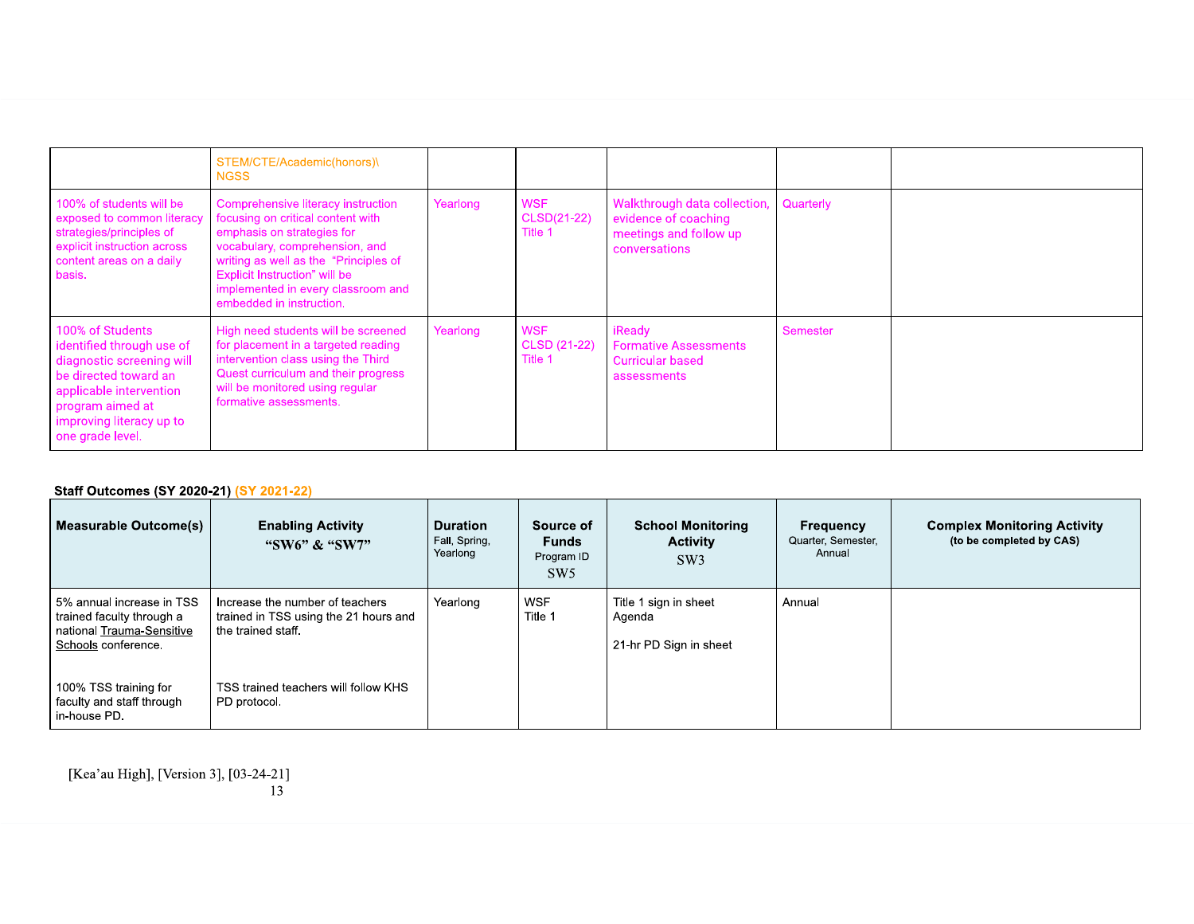| | | | | | | |
|---|---|---|---|---|---|---|
| | STEM/CTE/Academic(honors)\ NGSS | | | | | |
| 100% of students will be exposed to common literacy strategies/principles of explicit instruction across content areas on a daily basis. | Comprehensive literacy instruction focusing on critical content with emphasis on strategies for vocabulary, comprehension, and writing as well as the "Principles of Explicit Instruction" will be implemented in every classroom and embedded in instruction. | Yearlong | WSF CLSD(21-22) Title 1 | Walkthrough data collection, evidence of coaching meetings and follow up conversations | Quarterly | |
| 100% of Students identified through use of diagnostic screening will be directed toward an applicable intervention program aimed at improving literacy up to one grade level. | High need students will be screened for placement in a targeted reading intervention class using the Third Quest curriculum and their progress will be monitored using regular formative assessments. | Yearlong | WSF CLSD (21-22) Title 1 | iReady Formative Assessments Curricular based assessments | Semester | |

**Staff Outcomes (SY 2020-21) (SY 2021-22)**

| Measurable Outcome(s) | Enabling Activity "SW6" & "SW7" | Duration Fall, Spring, Yearlong | Source of Funds Program ID SW5 | School Monitoring Activity SW3 | Frequency Quarter, Semester, Annual | Complex Monitoring Activity (to be completed by CAS) |
|---|---|---|---|---|---|---|
| 5% annual increase in TSS trained faculty through a national Trauma-Sensitive Schools conference.<br><br>100% TSS training for faculty and staff through in-house PD. | Increase the number of teachers trained in TSS using the 21 hours and the trained staff.<br><br>TSS trained teachers will follow KHS PD protocol. | Yearlong | WSF Title 1 | Title 1 sign in sheet Agenda<br><br>21-hr PD Sign in sheet | Annual | |

[Kea'au High], [Version 3], [03-24-21]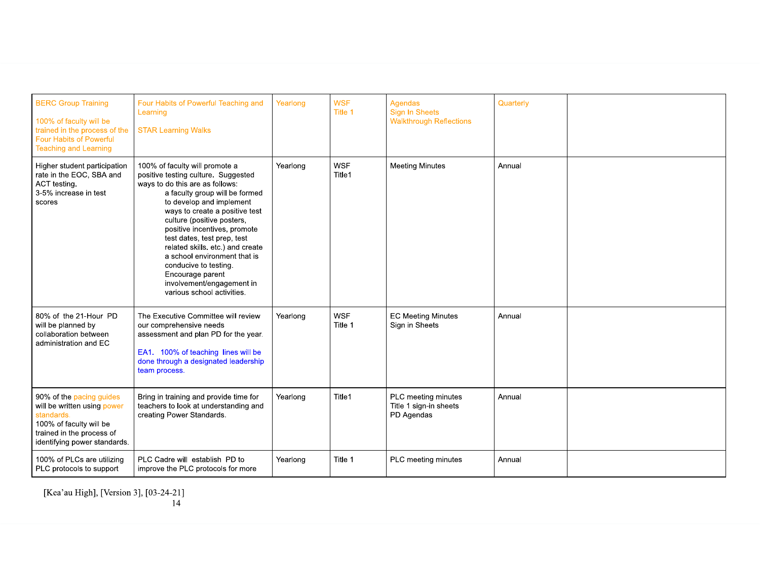| | | | | | | |
|---|---|---|---|---|---|---|
| BERC Group Training<br><br>100% of faculty will be trained in the process of the Four Habits of Powerful Teaching and Learning | Four Habits of Powerful Teaching and Learning<br><br>STAR Learning Walks | Yearlong | WSF<br>Title 1 | Agendas<br>Sign In Sheets<br>Walkthrough Reflections | Quarterly | |
| Higher student participation rate in the EOC, SBA and ACT testing.<br>3-5% increase in test scores | 100% of faculty will promote a positive testing culture. Suggested ways to do this are as follows:<br>a faculty group will be formed to develop and implement ways to create a positive test culture (positive posters, positive incentives, promote test dates, test prep, test related skills. etc.) and create a school environment that is conducive to testing. Encourage parent involvement/engagement in various school activities. | Yearlong | WSF<br>Title1 | Meeting Minutes | Annual | |
| 80% of the 21-Hour PD will be planned by collaboration between administration and EC | The Executive Committee will review our comprehensive needs assessment and plan PD for the year.<br><br>EA1. 100% of teaching lines will be done through a designated leadership team process. | Yearlong | WSF<br>Title 1 | EC Meeting Minutes<br>Sign in Sheets | Annual | |
| 90% of the pacing guides will be written using power standards.<br>100% of faculty will be trained in the process of identifying power standards. | Bring in training and provide time for teachers to look at understanding and creating Power Standards. | Yearlong | Title1 | PLC meeting minutes<br>Title 1 sign-in sheets<br>PD Agendas | Annual | |
| 100% of PLCs are utilizing PLC protocols to support | PLC Cadre will establish PD to improve the PLC protocols for more | Yearlong | Title 1 | PLC meeting minutes | Annual | |

[Kea'au High], [Version 3], [03-24-21]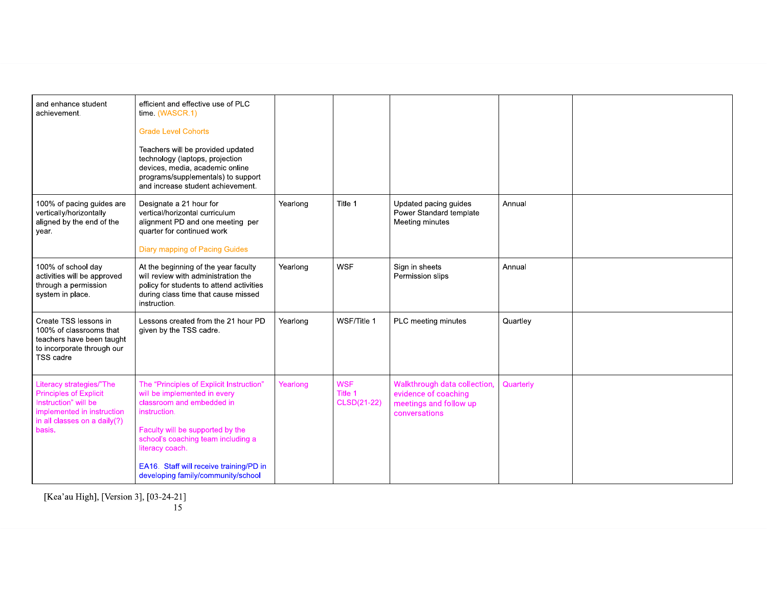| | | | | | | |
|---|---|---|---|---|---|---|
| and enhance student achievement. | efficient and effective use of PLC time. (WASCR.1)<br><br>Grade Level Cohorts<br><br>Teachers will be provided updated technology (laptops, projection devices, media, academic online programs/supplementals) to support and increase student achievement. | | | | | |
| 100% of pacing guides are vertically/horizontally aligned by the end of the year. | Designate a 21 hour for vertical/horizontal curriculum alignment PD and one meeting per quarter for continued work<br><br>Diary mapping of Pacing Guides | Yearlong | Title 1 | Updated pacing guides<br>Power Standard template<br>Meeting minutes | Annual | |
| 100% of school day activities will be approved through a permission system in place. | At the beginning of the year faculty will review with administration the policy for students to attend activities during class time that cause missed instruction. | Yearlong | WSF | Sign in sheets<br>Permission slips | Annual | |
| Create TSS lessons in 100% of classrooms that teachers have been taught to incorporate through our TSS cadre | Lessons created from the 21 hour PD given by the TSS cadre. | Yearlong | WSF/Title 1 | PLC meeting minutes | Quartley | |
| Literacy strategies/"The Principles of Explicit Instruction" will be implemented in instruction in all classes on a daily(?) basis. | The "Principles of Explicit Instruction" will be implemented in every classroom and embedded in instruction.<br><br>Faculty will be supported by the school's coaching team including a literacy coach.<br><br>EA16. Staff will receive training/PD in developing family/community/school | Yearlong | WSF<br>Title 1<br>CLSD(21-22) | Walkthrough data collection, evidence of coaching meetings and follow up conversations | Quarterly | |

[Kea'au High], [Version 3], [03-24-21]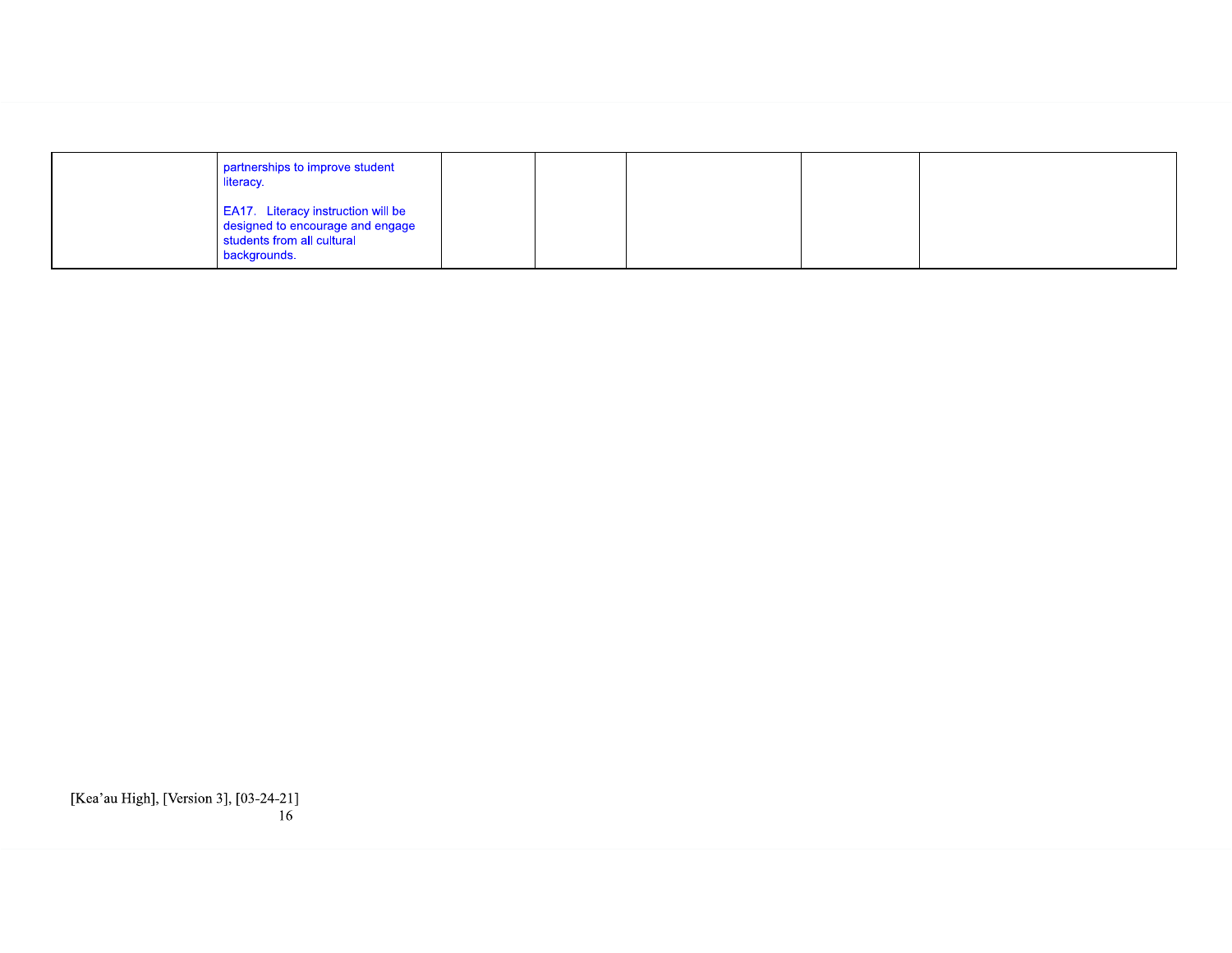| | | | | | | |
|---|---|---|---|---|---|---|
| | partnerships to improve student literacy.<br><br>EA17. Literacy instruction will be designed to encourage and engage students from all cultural backgrounds. | | | | | |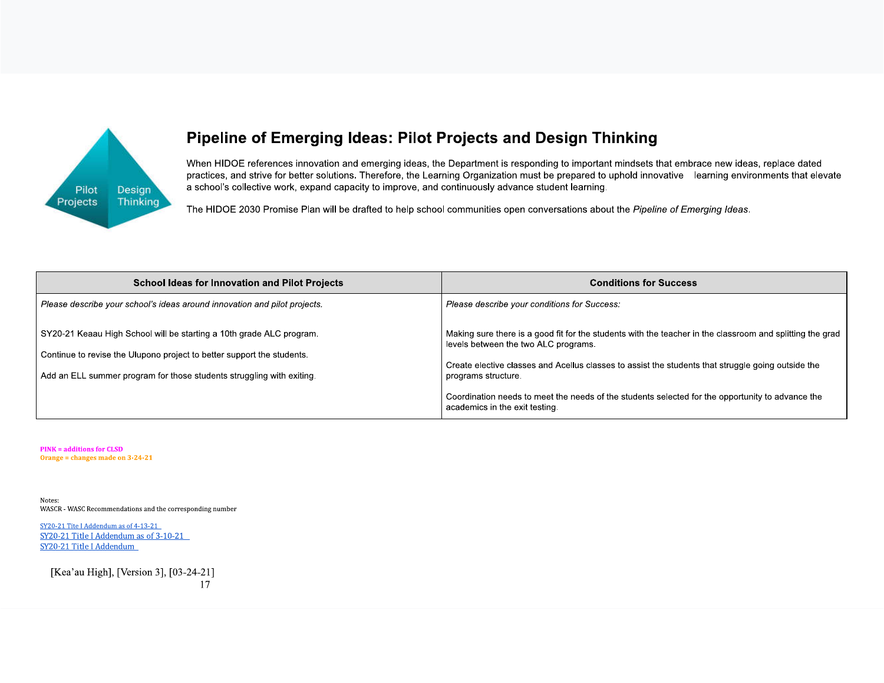## Pipeline of Emerging Ideas: Pilot Projects and Design Thinking

When HIDOE references innovation and emerging ideas, the Department is responding to important mindsets that embrace new ideas, replace dated practices, and strive for better solutions. Therefore, the Learning Organization must be prepared to uphold innovative learning environments that elevate a school's collective work, expand capacity to improve, and continuously advance student learning.

The HIDOE 2030 Promise Plan will be drafted to help school communities open conversations about the *Pipeline of Emerging Ideas*.

| School Ideas for Innovation and Pilot Projects | Conditions for Success |
|---|---|
| *Please describe your school's ideas around innovation and pilot projects.*<br><br>SY20-21 Keaau High School will be starting a 10th grade ALC program.<br><br>Continue to revise the Ulupono project to better support the students.<br><br>Add an ELL summer program for those students struggling with exiting. | *Please describe your conditions for Success:*<br><br>Making sure there is a good fit for the students with the teacher in the classroom and splitting the grad levels between the two ALC programs.<br><br>Create elective classes and Acellus classes to assist the students that struggle going outside the programs structure.<br><br>Coordination needs to meet the needs of the students selected for the opportunity to advance the academics in the exit testing. |

**PINK = additions for CLSD**
**Orange = changes made on 3-24-21**

Notes:
WASCR - WASC Recommendations and the corresponding number

SY20-21 Tite I Addendum as of 4-13-21
SY20-21 Title I Addendum as of 3-10-21
SY20-21 Title I Addendum

[Kea'au High], [Version 3], [03-24-21]